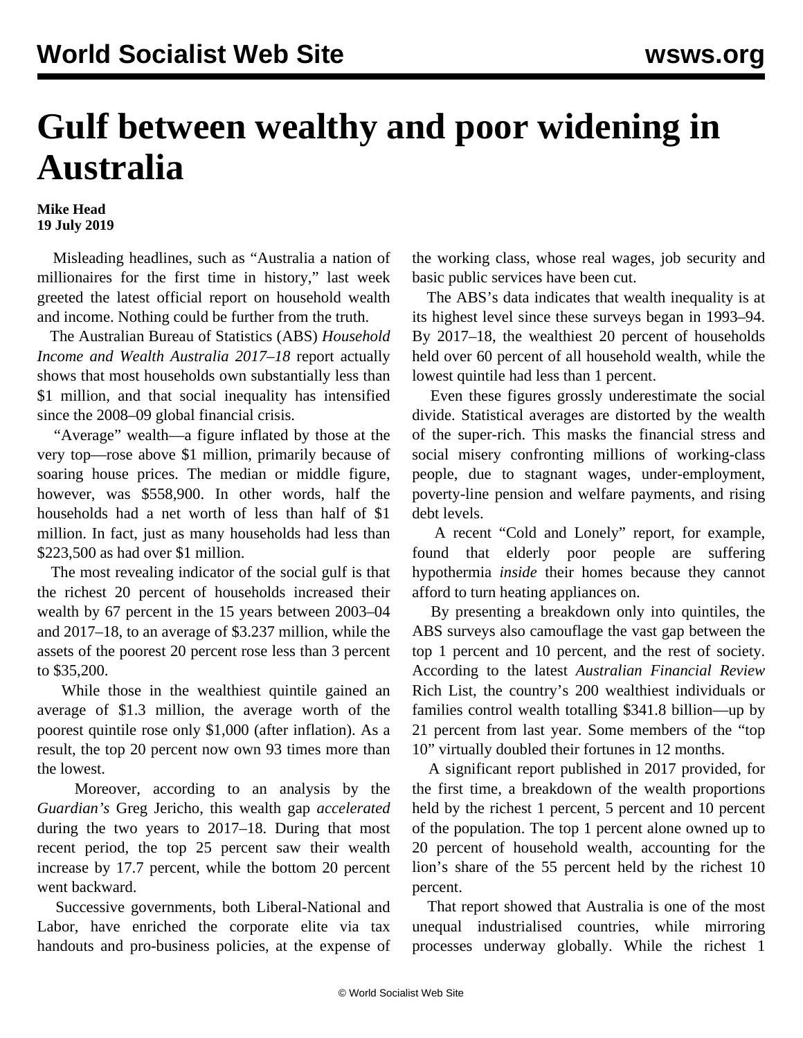# Gulf between wealthy and poor widening in Australia

**Mike Head**
**19 July 2019**

Misleading headlines, such as "Australia a nation of millionaires for the first time in history," last week greeted the latest official report on household wealth and income. Nothing could be further from the truth.

The Australian Bureau of Statistics (ABS) *Household Income and Wealth Australia 2017–18* report actually shows that most households own substantially less than $1 million, and that social inequality has intensified since the 2008–09 global financial crisis.

"Average" wealth—a figure inflated by those at the very top—rose above $1 million, primarily because of soaring house prices. The median or middle figure, however, was $558,900. In other words, half the households had a net worth of less than half of $1 million. In fact, just as many households had less than $223,500 as had over $1 million.

The most revealing indicator of the social gulf is that the richest 20 percent of households increased their wealth by 67 percent in the 15 years between 2003–04 and 2017–18, to an average of $3.237 million, while the assets of the poorest 20 percent rose less than 3 percent to $35,200.

While those in the wealthiest quintile gained an average of $1.3 million, the average worth of the poorest quintile rose only $1,000 (after inflation). As a result, the top 20 percent now own 93 times more than the lowest.

Moreover, according to an analysis by the *Guardian's* Greg Jericho, this wealth gap *accelerated* during the two years to 2017–18. During that most recent period, the top 25 percent saw their wealth increase by 17.7 percent, while the bottom 20 percent went backward.

Successive governments, both Liberal-National and Labor, have enriched the corporate elite via tax handouts and pro-business policies, at the expense of the working class, whose real wages, job security and basic public services have been cut.

The ABS's data indicates that wealth inequality is at its highest level since these surveys began in 1993–94. By 2017–18, the wealthiest 20 percent of households held over 60 percent of all household wealth, while the lowest quintile had less than 1 percent.

Even these figures grossly underestimate the social divide. Statistical averages are distorted by the wealth of the super-rich. This masks the financial stress and social misery confronting millions of working-class people, due to stagnant wages, under-employment, poverty-line pension and welfare payments, and rising debt levels.

A recent "Cold and Lonely" report, for example, found that elderly poor people are suffering hypothermia *inside* their homes because they cannot afford to turn heating appliances on.

By presenting a breakdown only into quintiles, the ABS surveys also camouflage the vast gap between the top 1 percent and 10 percent, and the rest of society. According to the latest *Australian Financial Review* Rich List, the country's 200 wealthiest individuals or families control wealth totalling $341.8 billion—up by 21 percent from last year. Some members of the "top 10" virtually doubled their fortunes in 12 months.

A significant report published in 2017 provided, for the first time, a breakdown of the wealth proportions held by the richest 1 percent, 5 percent and 10 percent of the population. The top 1 percent alone owned up to 20 percent of household wealth, accounting for the lion's share of the 55 percent held by the richest 10 percent.

That report showed that Australia is one of the most unequal industrialised countries, while mirroring processes underway globally. While the richest 1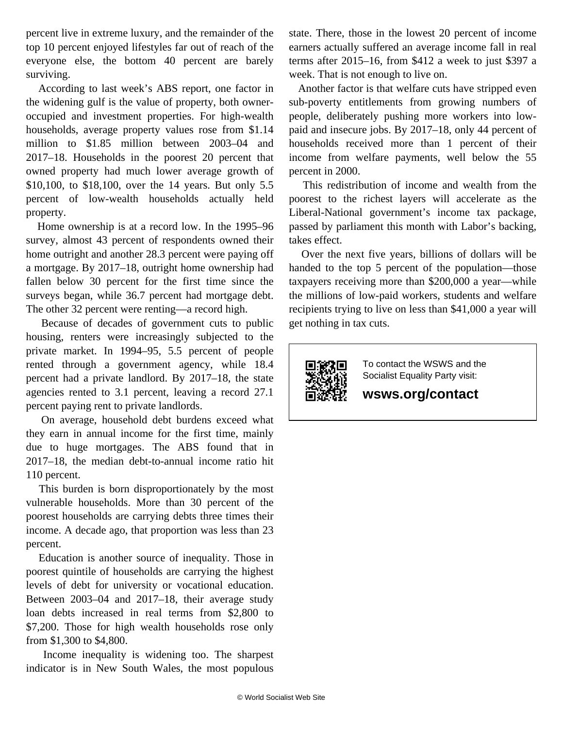percent live in extreme luxury, and the remainder of the top 10 percent enjoyed lifestyles far out of reach of the everyone else, the bottom 40 percent are barely surviving.

According to last week's ABS report, one factor in the widening gulf is the value of property, both owner-occupied and investment properties. For high-wealth households, average property values rose from $1.14 million to $1.85 million between 2003–04 and 2017–18. Households in the poorest 20 percent that owned property had much lower average growth of $10,100, to $18,100, over the 14 years. But only 5.5 percent of low-wealth households actually held property.

Home ownership is at a record low. In the 1995–96 survey, almost 43 percent of respondents owned their home outright and another 28.3 percent were paying off a mortgage. By 2017–18, outright home ownership had fallen below 30 percent for the first time since the surveys began, while 36.7 percent had mortgage debt. The other 32 percent were renting—a record high.

Because of decades of government cuts to public housing, renters were increasingly subjected to the private market. In 1994–95, 5.5 percent of people rented through a government agency, while 18.4 percent had a private landlord. By 2017–18, the state agencies rented to 3.1 percent, leaving a record 27.1 percent paying rent to private landlords.

On average, household debt burdens exceed what they earn in annual income for the first time, mainly due to huge mortgages. The ABS found that in 2017–18, the median debt-to-annual income ratio hit 110 percent.

This burden is born disproportionately by the most vulnerable households. More than 30 percent of the poorest households are carrying debts three times their income. A decade ago, that proportion was less than 23 percent.

Education is another source of inequality. Those in poorest quintile of households are carrying the highest levels of debt for university or vocational education. Between 2003–04 and 2017–18, their average study loan debts increased in real terms from $2,800 to $7,200. Those for high wealth households rose only from $1,300 to $4,800.

Income inequality is widening too. The sharpest indicator is in New South Wales, the most populous state. There, those in the lowest 20 percent of income earners actually suffered an average income fall in real terms after 2015–16, from $412 a week to just $397 a week. That is not enough to live on.

Another factor is that welfare cuts have stripped even sub-poverty entitlements from growing numbers of people, deliberately pushing more workers into low-paid and insecure jobs. By 2017–18, only 44 percent of households received more than 1 percent of their income from welfare payments, well below the 55 percent in 2000.

This redistribution of income and wealth from the poorest to the richest layers will accelerate as the Liberal-National government's income tax package, passed by parliament this month with Labor's backing, takes effect.

Over the next five years, billions of dollars will be handed to the top 5 percent of the population—those taxpayers receiving more than $200,000 a year—while the millions of low-paid workers, students and welfare recipients trying to live on less than $41,000 a year will get nothing in tax cuts.

To contact the WSWS and the Socialist Equality Party visit:

**wsws.org/contact**